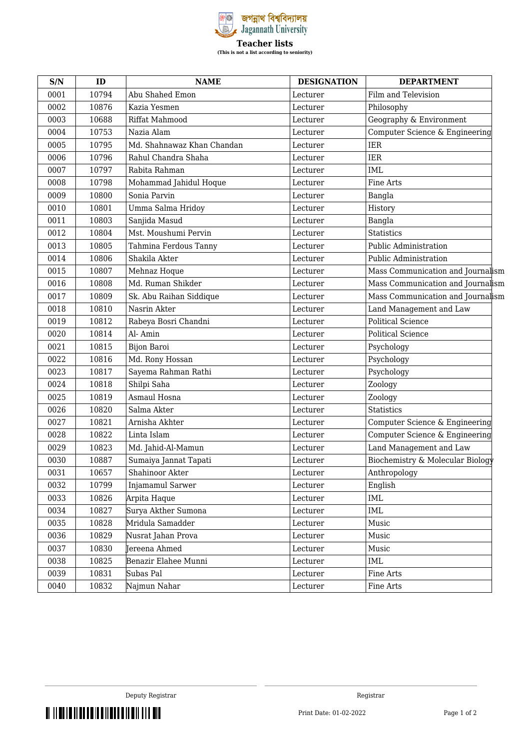জগন্নাথ বিশ্ববিদ্যালয়
Jagannath University

# Teacher lists

**(This is not a list according to seniority)**

| S/N | ID | NAME | DESIGNATION | DEPARTMENT |
|---|---|---|---|---|
| 0001 | 10794 | Abu Shahed Emon | Lecturer | Film and Television |
| 0002 | 10876 | Kazia Yesmen | Lecturer | Philosophy |
| 0003 | 10688 | Riffat Mahmood | Lecturer | Geography & Environment |
| 0004 | 10753 | Nazia Alam | Lecturer | Computer Science & Engineering |
| 0005 | 10795 | Md. Shahnawaz Khan Chandan | Lecturer | IER |
| 0006 | 10796 | Rahul Chandra Shaha | Lecturer | IER |
| 0007 | 10797 | Rabita Rahman | Lecturer | IML |
| 0008 | 10798 | Mohammad Jahidul Hoque | Lecturer | Fine Arts |
| 0009 | 10800 | Sonia Parvin | Lecturer | Bangla |
| 0010 | 10801 | Umma Salma Hridoy | Lecturer | History |
| 0011 | 10803 | Sanjida Masud | Lecturer | Bangla |
| 0012 | 10804 | Mst. Moushumi Pervin | Lecturer | Statistics |
| 0013 | 10805 | Tahmina Ferdous Tanny | Lecturer | Public Administration |
| 0014 | 10806 | Shakila Akter | Lecturer | Public Administration |
| 0015 | 10807 | Mehnaz Hoque | Lecturer | Mass Communication and Journalism |
| 0016 | 10808 | Md. Ruman Shikder | Lecturer | Mass Communication and Journalism |
| 0017 | 10809 | Sk. Abu Raihan Siddique | Lecturer | Mass Communication and Journalism |
| 0018 | 10810 | Nasrin Akter | Lecturer | Land Management and Law |
| 0019 | 10812 | Rabeya Bosri Chandni | Lecturer | Political Science |
| 0020 | 10814 | Al- Amin | Lecturer | Political Science |
| 0021 | 10815 | Bijon Baroi | Lecturer | Psychology |
| 0022 | 10816 | Md. Rony Hossan | Lecturer | Psychology |
| 0023 | 10817 | Sayema Rahman Rathi | Lecturer | Psychology |
| 0024 | 10818 | Shilpi Saha | Lecturer | Zoology |
| 0025 | 10819 | Asmaul Hosna | Lecturer | Zoology |
| 0026 | 10820 | Salma Akter | Lecturer | Statistics |
| 0027 | 10821 | Arnisha Akhter | Lecturer | Computer Science & Engineering |
| 0028 | 10822 | Linta Islam | Lecturer | Computer Science & Engineering |
| 0029 | 10823 | Md. Jahid-Al-Mamun | Lecturer | Land Management and Law |
| 0030 | 10887 | Sumaiya Jannat Tapati | Lecturer | Biochemistry & Molecular Biology |
| 0031 | 10657 | Shahinoor Akter | Lecturer | Anthropology |
| 0032 | 10799 | Injamamul Sarwer | Lecturer | English |
| 0033 | 10826 | Arpita Haque | Lecturer | IML |
| 0034 | 10827 | Surya Akther Sumona | Lecturer | IML |
| 0035 | 10828 | Mridula Samadder | Lecturer | Music |
| 0036 | 10829 | Nusrat Jahan Prova | Lecturer | Music |
| 0037 | 10830 | Jereena Ahmed | Lecturer | Music |
| 0038 | 10825 | Benazir Elahee Munni | Lecturer | IML |
| 0039 | 10831 | Subas Pal | Lecturer | Fine Arts |
| 0040 | 10832 | Najmun Nahar | Lecturer | Fine Arts |

Deputy Registrar

Registrar

Print Date: 01-02-2022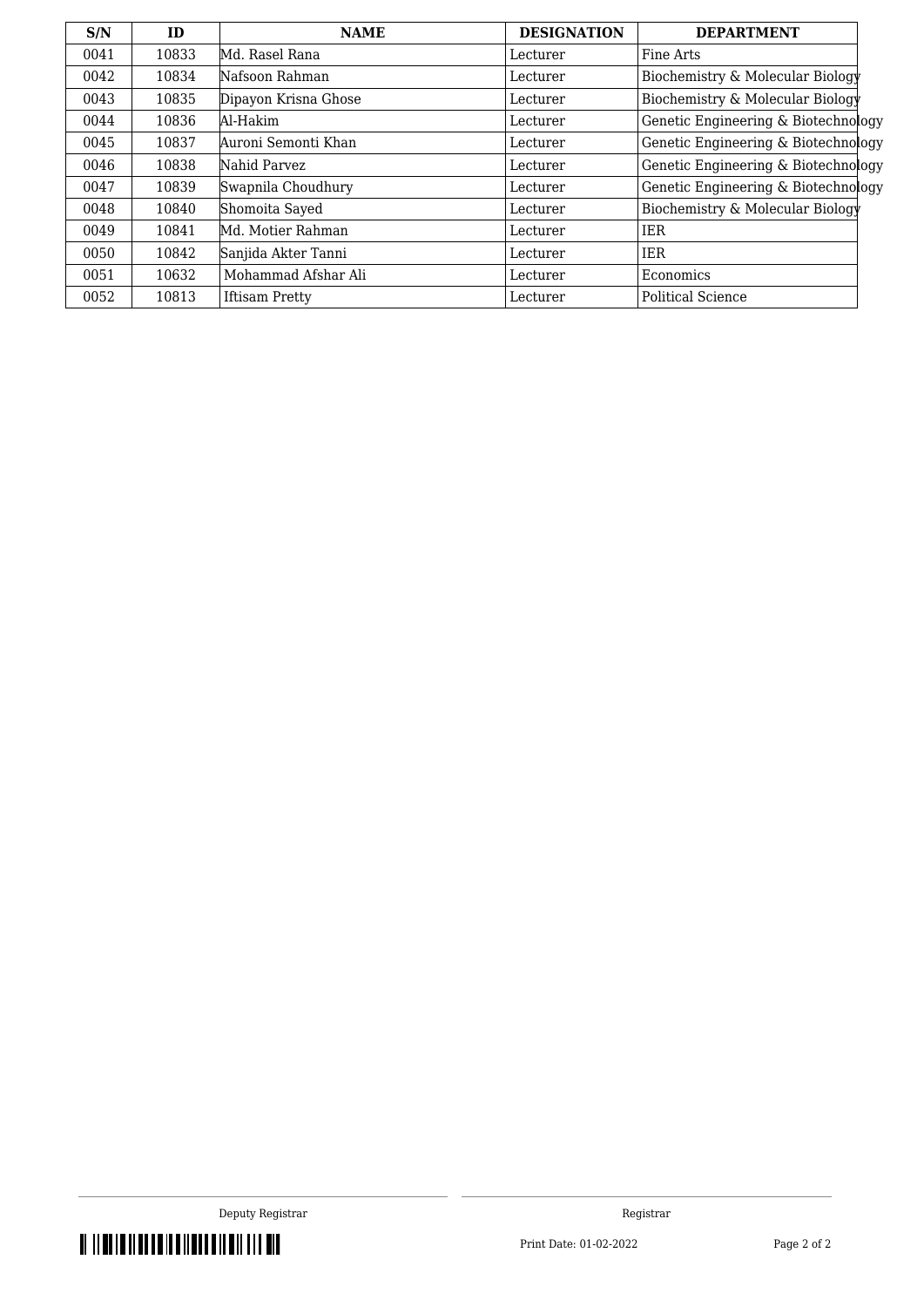| S/N | ID | NAME | DESIGNATION | DEPARTMENT |
|---|---|---|---|---|
| 0041 | 10833 | Md. Rasel Rana | Lecturer | Fine Arts |
| 0042 | 10834 | Nafsoon Rahman | Lecturer | Biochemistry & Molecular Biology |
| 0043 | 10835 | Dipayon Krisna Ghose | Lecturer | Biochemistry & Molecular Biology |
| 0044 | 10836 | Al-Hakim | Lecturer | Genetic Engineering & Biotechnology |
| 0045 | 10837 | Auroni Semonti Khan | Lecturer | Genetic Engineering & Biotechnology |
| 0046 | 10838 | Nahid Parvez | Lecturer | Genetic Engineering & Biotechnology |
| 0047 | 10839 | Swapnila Choudhury | Lecturer | Genetic Engineering & Biotechnology |
| 0048 | 10840 | Shomoita Sayed | Lecturer | Biochemistry & Molecular Biology |
| 0049 | 10841 | Md. Motier Rahman | Lecturer | IER |
| 0050 | 10842 | Sanjida Akter Tanni | Lecturer | IER |
| 0051 | 10632 | Mohammad Afshar Ali | Lecturer | Economics |
| 0052 | 10813 | Iftisam Pretty | Lecturer | Political Science |

Deputy Registrar

Registrar

Print Date: 01-02-2022